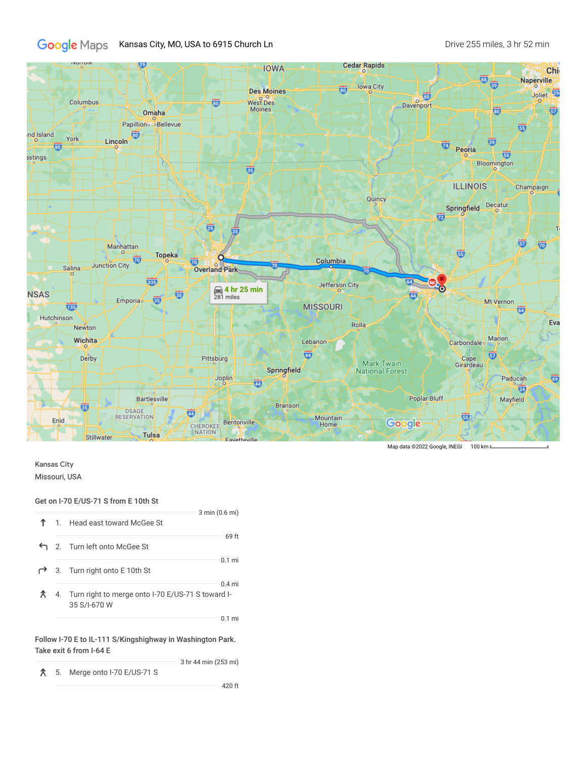Google Maps Kansas City, MO, USA to 6915 Church Ln

Drive 255 miles, 3 hr 52 min

Map data ©2022 Google, INEGI 100 km

Kansas City
Missouri, USA

**Get on I-70 E/US-71 S from E 10th St**

3 min (0.6 mi)

1. Head east toward McGee St

69 ft

2. Turn left onto McGee St

0.1 mi

3. Turn right onto E 10th St

0.4 mi

4. Turn right to merge onto I-70 E/US-71 S toward I-35 S/I-670 W

0.1 mi

**Follow I-70 E to IL-111 S/Kingshighway in Washington Park. Take exit 6 from I-64 E**

3 hr 44 min (253 mi)

5. Merge onto I-70 E/US-71 S

420 ft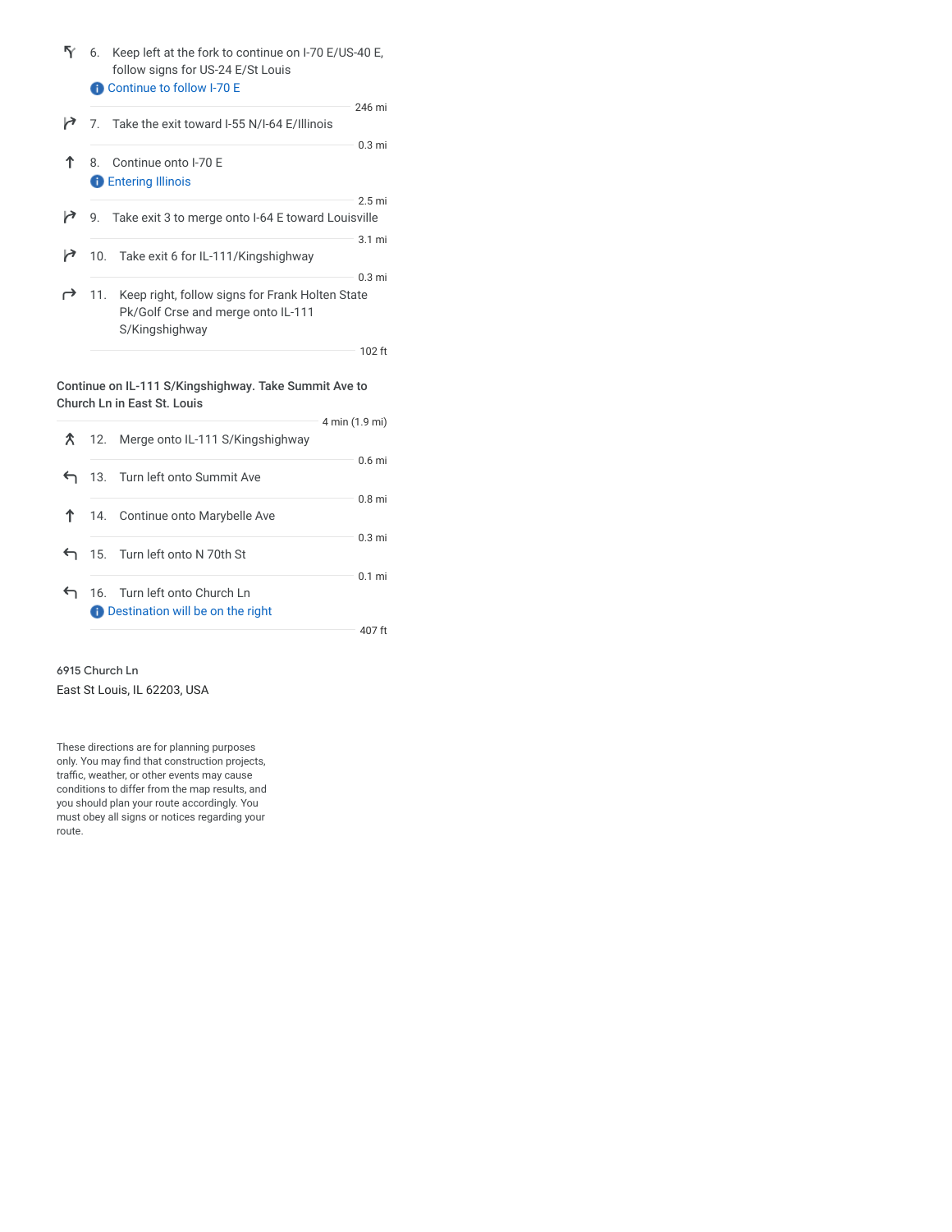6. Keep left at the fork to continue on I-70 E/US-40 E, follow signs for US-24 E/St Louis
   Continue to follow I-70 E

246 mi

7. Take the exit toward I-55 N/I-64 E/Illinois

0.3 mi

8. Continue onto I-70 E
   Entering Illinois

2.5 mi

9. Take exit 3 to merge onto I-64 E toward Louisville

3.1 mi

10. Take exit 6 for IL-111/Kingshighway

0.3 mi

11. Keep right, follow signs for Frank Holten State Pk/Golf Crse and merge onto IL-111 S/Kingshighway

102 ft

**Continue on IL-111 S/Kingshighway. Take Summit Ave to Church Ln in East St. Louis**

4 min (1.9 mi)

12. Merge onto IL-111 S/Kingshighway

0.6 mi

13. Turn left onto Summit Ave

0.8 mi

14. Continue onto Marybelle Ave

0.3 mi

15. Turn left onto N 70th St

0.1 mi

16. Turn left onto Church Ln
    Destination will be on the right

407 ft

6915 Church Ln
East St Louis, IL 62203, USA

These directions are for planning purposes only. You may find that construction projects, traffic, weather, or other events may cause conditions to differ from the map results, and you should plan your route accordingly. You must obey all signs or notices regarding your route.